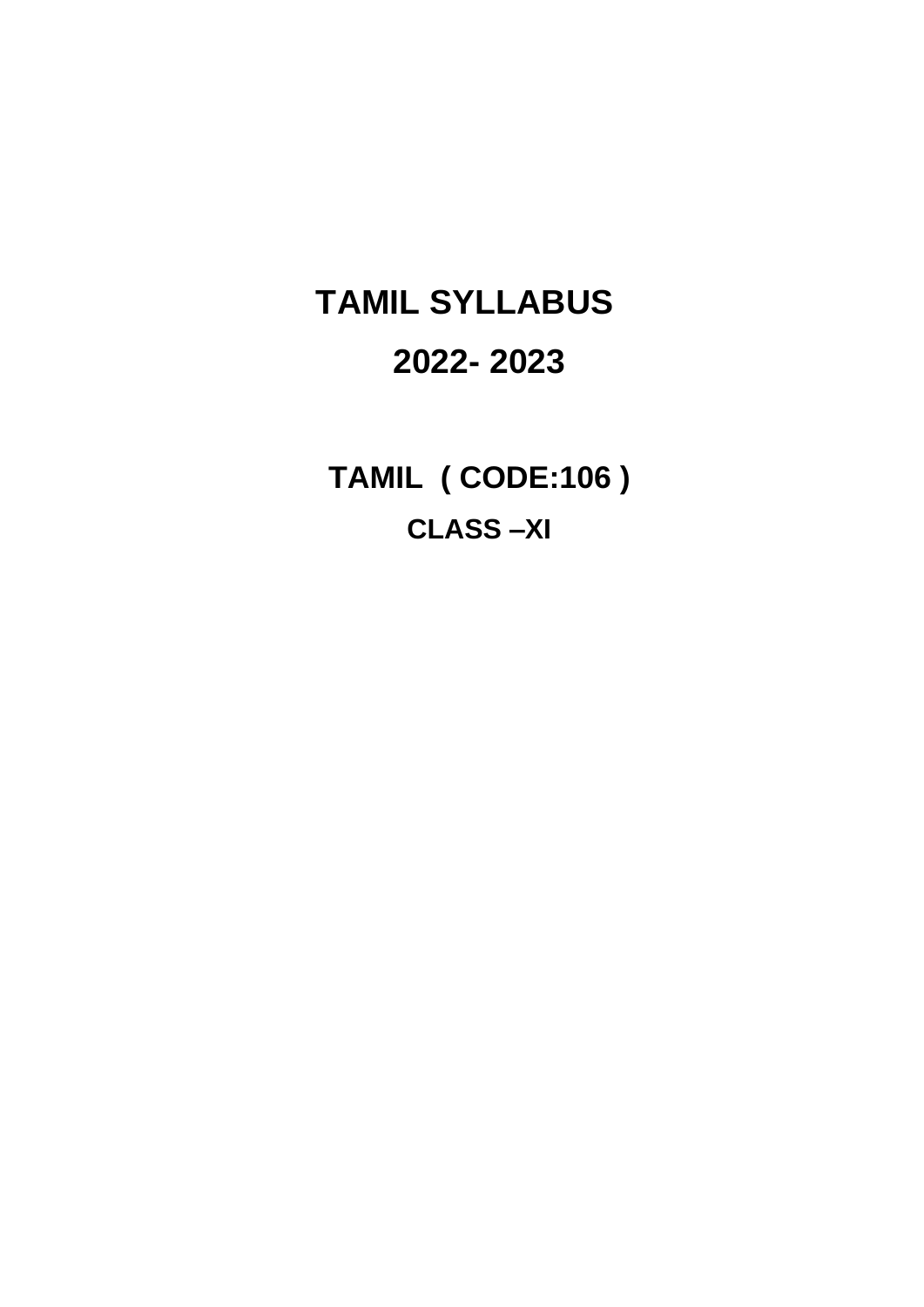# TAMIL SYLLABUS

# 2022- 2023

## TAMIL ( CODE:106 )

### CLASS –XI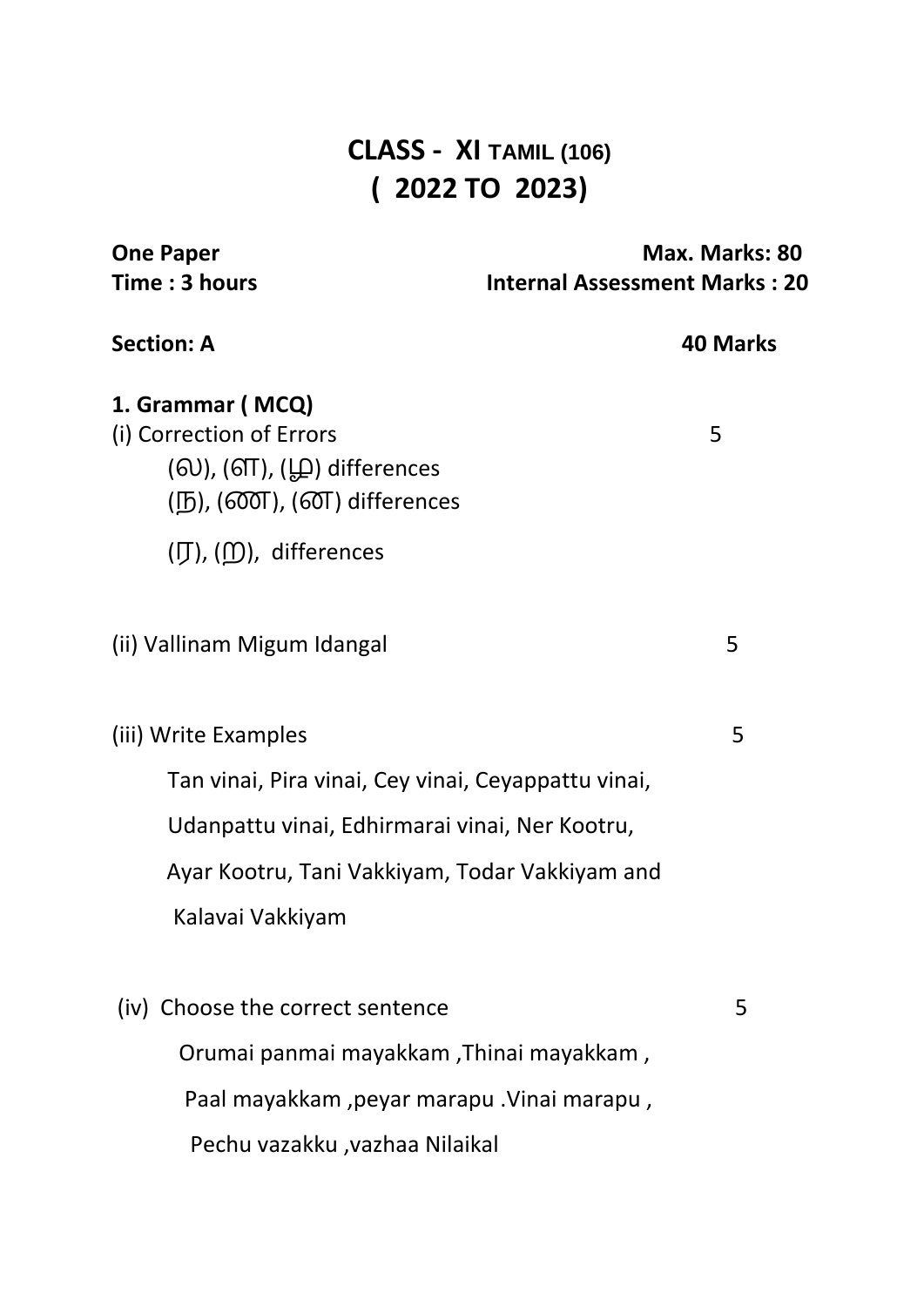# CLASS - XI TAMIL (106)
# ( 2022 TO 2023)

**One Paper** **Max. Marks: 80**
**Time : 3 hours** **Internal Assessment Marks : 20**

**Section: A** **40 Marks**

**1. Grammar ( MCQ)**

(i) Correction of Errors 5

(ல), (ள), (ழ) differences
(ந), (ண), (ன) differences
(ர), (ற), differences

(ii) Vallinam Migum Idangal 5

(iii) Write Examples 5

Tan vinai, Pira vinai, Cey vinai, Ceyappattu vinai,
Udanpattu vinai, Edhirmarai vinai, Ner Kootru,
Ayar Kootru, Tani Vakkiyam, Todar Vakkiyam and
Kalavai Vakkiyam

(iv) Choose the correct sentence 5

Orumai panmai mayakkam ,Thinai mayakkam ,
Paal mayakkam ,peyar marapu .Vinai marapu ,
Pechu vazakku ,vazhaa Nilaikal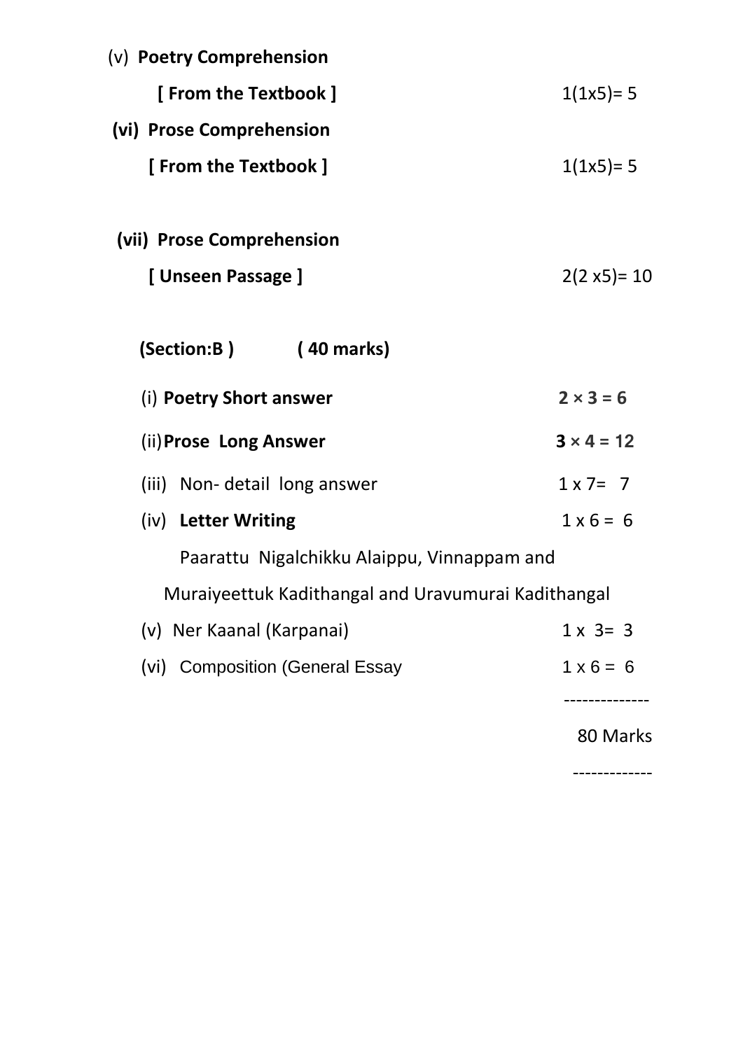(v) **Poetry Comprehension**

**[ From the Textbook ]** 1(1x5)= 5

**(vi) Prose Comprehension**

**[ From the Textbook ]** 1(1x5)= 5

**(vii) Prose Comprehension**

**[ Unseen Passage ]** 2(2 x5)= 10

**(Section:B ) ( 40 marks)**

(i) **Poetry Short answer** **2 × 3 = 6**

(ii) **Prose Long Answer** **3 × 4 = 12**

(iii) Non- detail long answer 1 x 7= 7

(iv) **Letter Writing** 1 x 6 = 6

Paarattu Nigalchikku Alaippu, Vinnappam and

Muraiyeettuk Kadithangal and Uravumurai Kadithangal

(v) Ner Kaanal (Karpanai) 1 x 3= 3

(vi) Composition (General Essay 1 x 6 = 6

--------------

80 Marks

-------------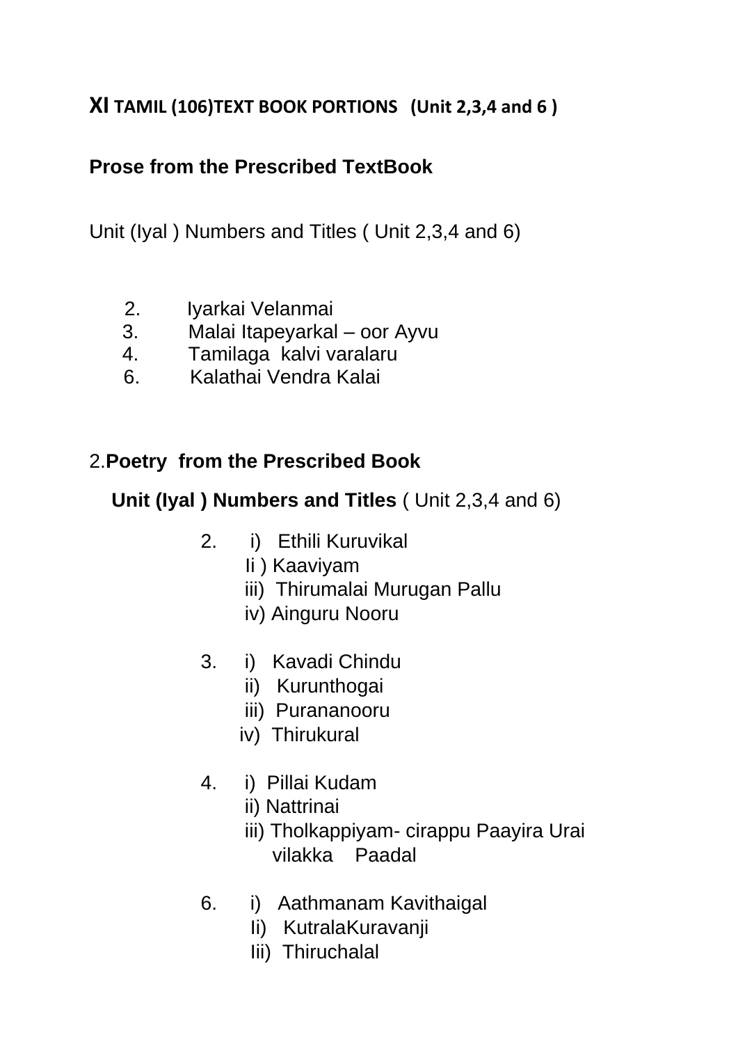# **XI** TAMIL (106)TEXT BOOK PORTIONS (Unit 2,3,4 and 6 )

## Prose from the Prescribed TextBook

Unit (Iyal ) Numbers and Titles ( Unit 2,3,4 and 6)

2. Iyarkai Velanmai
3. Malai Itapeyarkal – oor Ayvu
4. Tamilaga kalvi varalaru
6. Kalathai Vendra Kalai

## 2.**Poetry from the Prescribed Book**

**Unit (Iyal ) Numbers and Titles** ( Unit 2,3,4 and 6)

2. i) Ethili Kuruvikal
   Ii ) Kaaviyam
   iii) Thirumalai Murugan Pallu
   iv) Ainguru Nooru

3. i) Kavadi Chindu
   ii) Kurunthogai
   iii) Purananooru
   iv) Thirukural

4. i) Pillai Kudam
   ii) Nattrinai
   iii) Tholkappiyam- cirappu Paayira Urai vilakka Paadal

6. i) Aathmanam Kavithaigal
   Ii) KutralaKuravanji
   Iii) Thiruchalal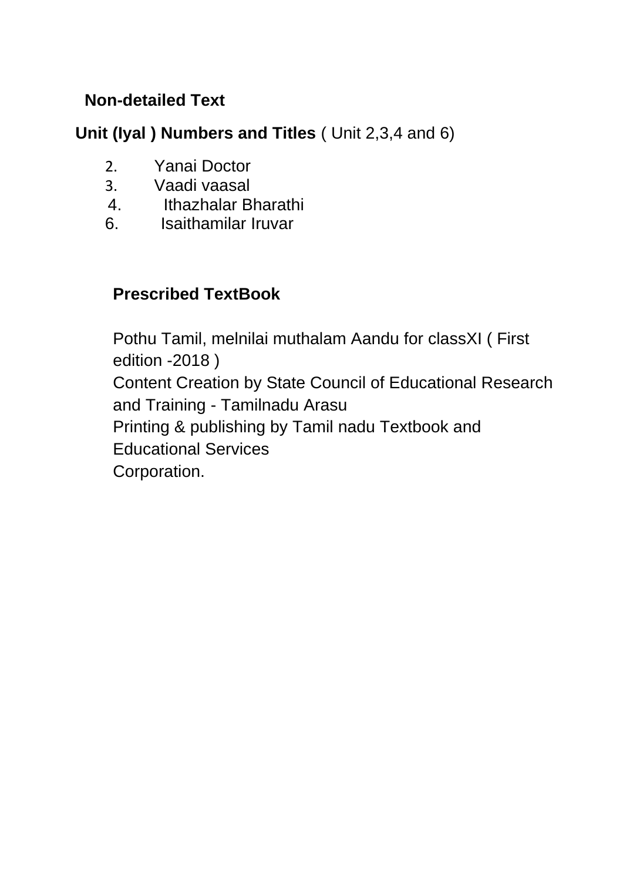**Non-detailed Text**

**Unit (Iyal ) Numbers and Titles** ( Unit 2,3,4 and 6)

2. Yanai Doctor
3. Vaadi vaasal
4. Ithazhalar Bharathi
6. Isaithamilar Iruvar

**Prescribed TextBook**

Pothu Tamil, melnilai muthalam Aandu for classXI ( First edition -2018 )
Content Creation by State Council of Educational Research and Training - Tamilnadu Arasu
Printing & publishing by Tamil nadu Textbook and Educational Services
Corporation.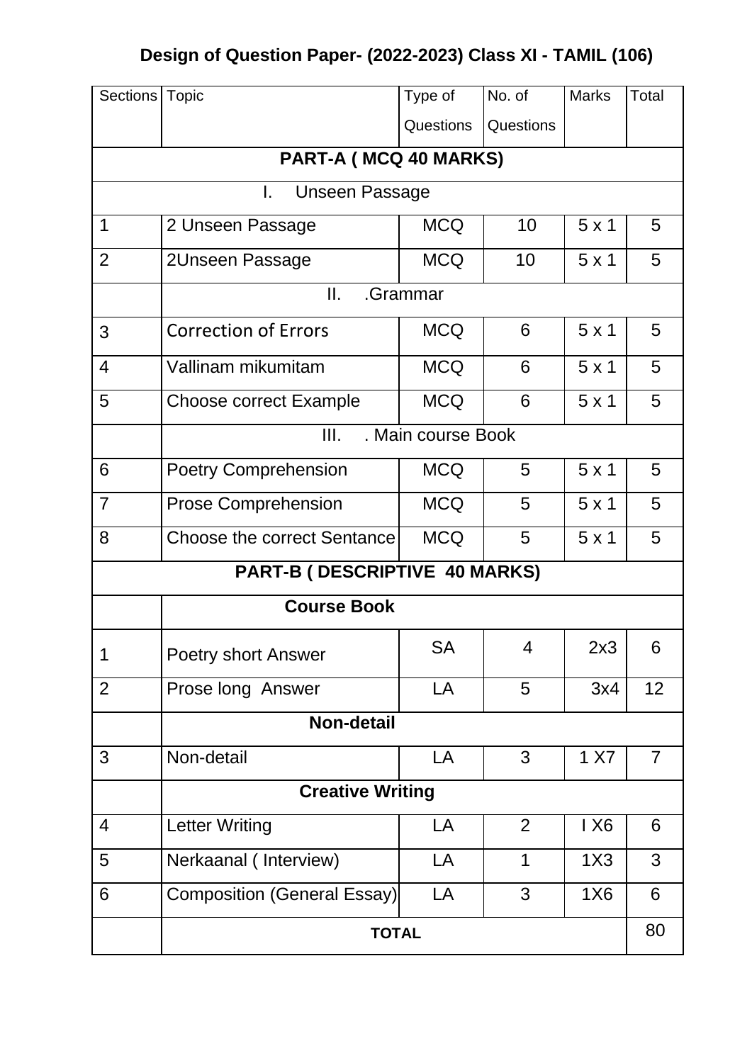## Design of Question Paper- (2022-2023) Class XI - TAMIL (106)

| Sections | Topic | Type of Questions | No. of Questions | Marks | Total |
|---|---|---|---|---|---|
| **PART-A ( MCQ 40 MARKS)** | | | | | |
| I. Unseen Passage | | | | | |
| 1 | 2 Unseen Passage | MCQ | 10 | 5 x 1 | 5 |
| 2 | 2Unseen Passage | MCQ | 10 | 5 x 1 | 5 |
| | II. .Grammar | | | | |
| 3 | Correction of Errors | MCQ | 6 | 5 x 1 | 5 |
| 4 | Vallinam mikumitam | MCQ | 6 | 5 x 1 | 5 |
| 5 | Choose correct Example | MCQ | 6 | 5 x 1 | 5 |
| | III. . Main course Book | | | | |
| 6 | Poetry Comprehension | MCQ | 5 | 5 x 1 | 5 |
| 7 | Prose Comprehension | MCQ | 5 | 5 x 1 | 5 |
| 8 | Choose the correct Sentance | MCQ | 5 | 5 x 1 | 5 |
| **PART-B ( DESCRIPTIVE 40 MARKS)** | | | | | |
| | **Course Book** | | | | |
| 1 | Poetry short Answer | SA | 4 | 2x3 | 6 |
| 2 | Prose long Answer | LA | 5 | 3x4 | 12 |
| | **Non-detail** | | | | |
| 3 | Non-detail | LA | 3 | 1 X7 | 7 |
| | **Creative Writing** | | | | |
| 4 | Letter Writing | LA | 2 | I X6 | 6 |
| 5 | Nerkaanal ( Interview) | LA | 1 | 1X3 | 3 |
| 6 | Composition (General Essay) | LA | 3 | 1X6 | 6 |
| | **TOTAL** | | | | 80 |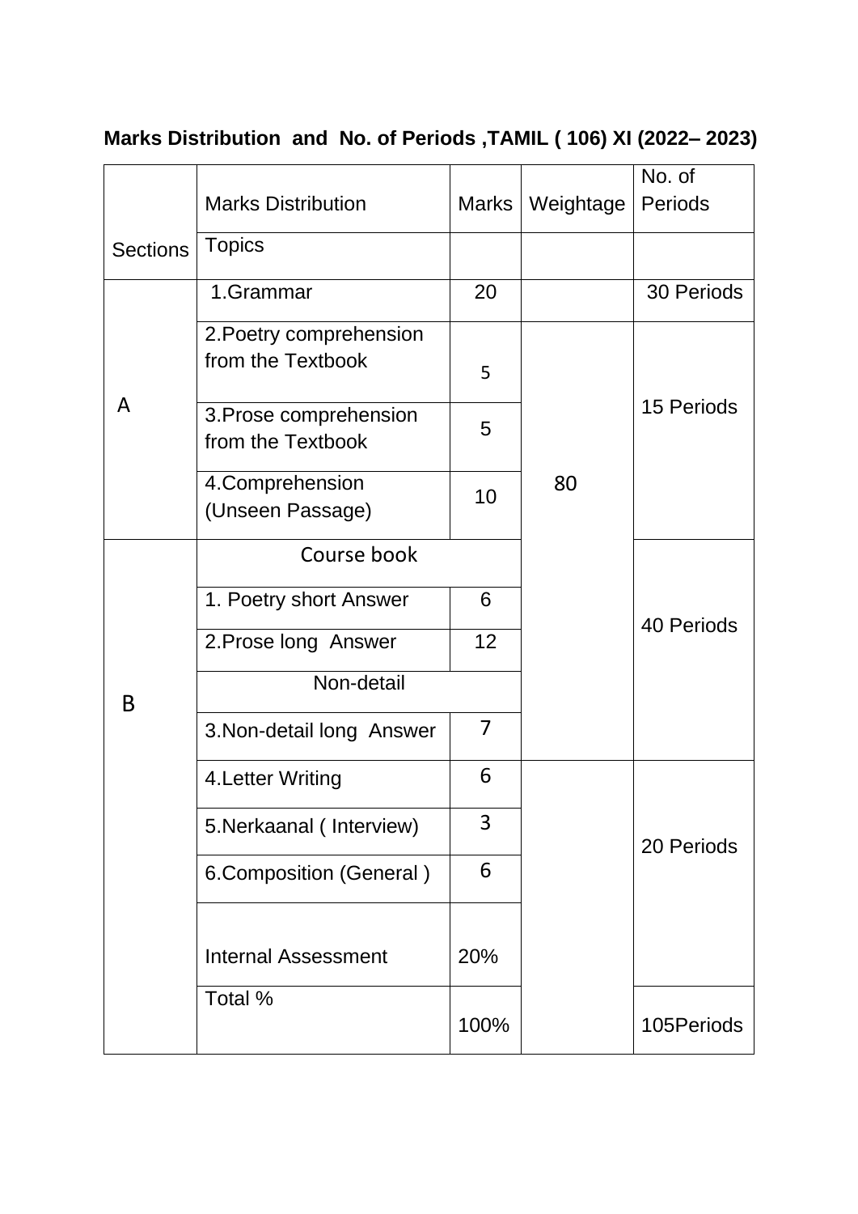**Marks Distribution and No. of Periods ,TAMIL ( 106) XI (2022– 2023)**

| Sections | Marks Distribution | Marks | Weightage | No. of Periods |
|---|---|---|---|---|
| | Topics | | | |
| A | 1.Grammar | 20 | | 30 Periods |
| | 2.Poetry comprehension from the Textbook | 5 | 80 | 15 Periods |
| | 3.Prose comprehension from the Textbook | 5 | | |
| | 4.Comprehension (Unseen Passage) | 10 | | |
| B | Course book | | | 40 Periods |
| | 1. Poetry short Answer | 6 | | |
| | 2.Prose long Answer | 12 | | |
| | Non-detail | | | |
| | 3.Non-detail long Answer | 7 | | |
| | 4.Letter Writing | 6 | | 20 Periods |
| | 5.Nerkaanal ( Interview) | 3 | | |
| | 6.Composition (General ) | 6 | | |
| | Internal Assessment | 20% | | |
| | Total % | 100% | | 105Periods |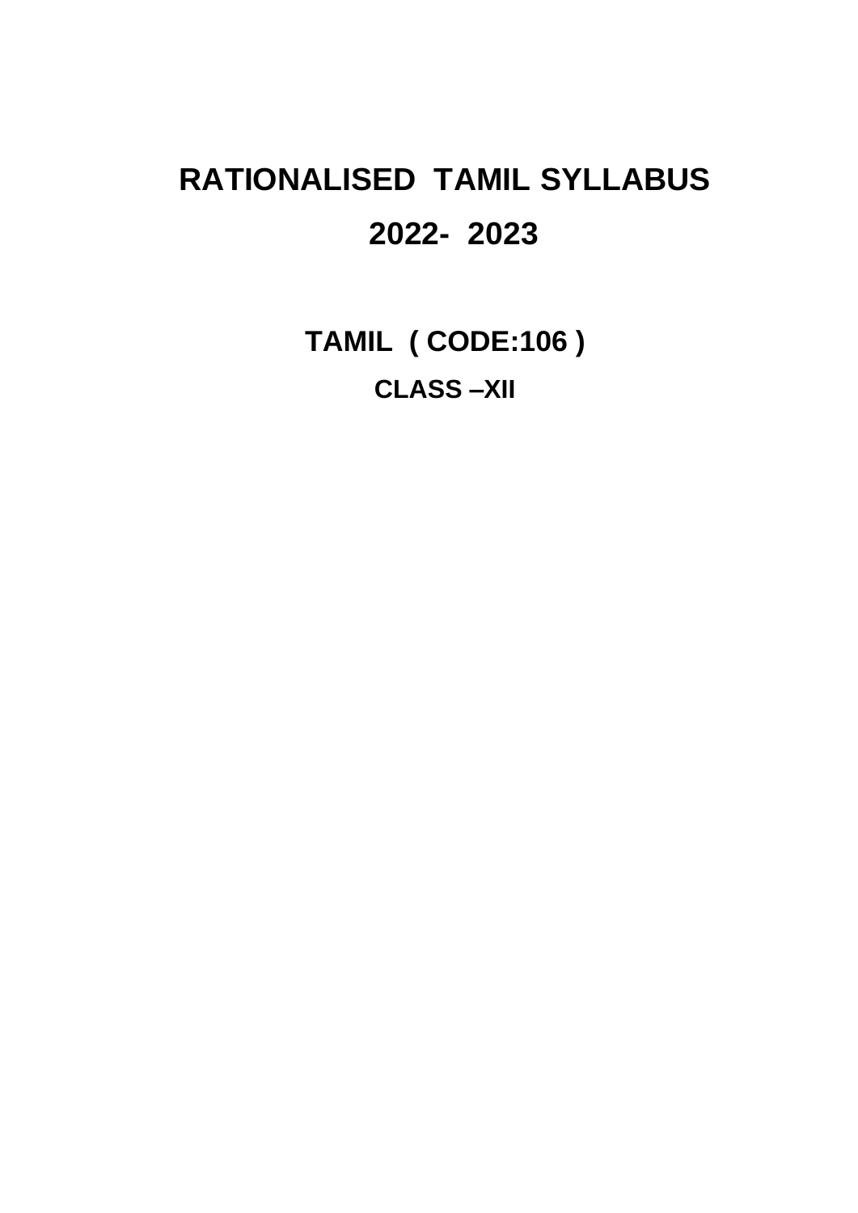# RATIONALISED TAMIL SYLLABUS

# 2022- 2023

## TAMIL ( CODE:106 )

### CLASS –XII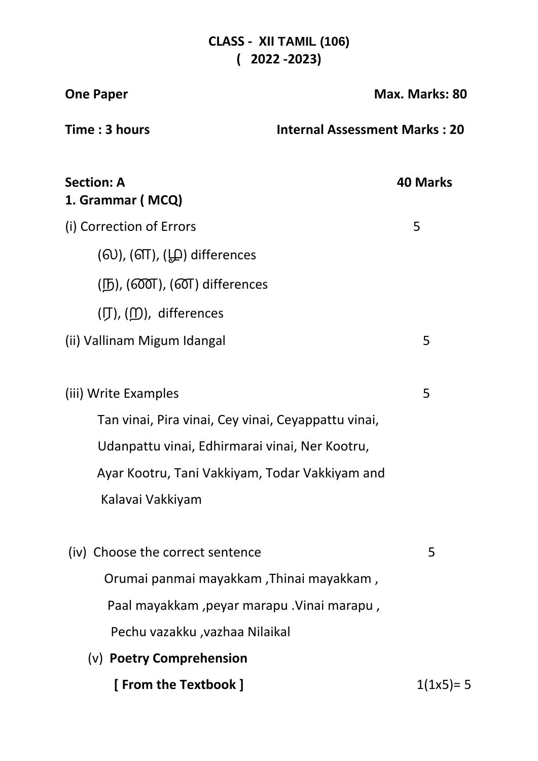# CLASS - XII TAMIL (106)
# ( 2022 -2023)

**One Paper** **Max. Marks: 80**

**Time : 3 hours** **Internal Assessment Marks : 20**

**Section: A** **40 Marks**

**1. Grammar ( MCQ)**

(i) Correction of Errors 5

(ல), (ள), (ழ) differences

(ந), (ண), (ன) differences

(ர), (ற), differences

(ii) Vallinam Migum Idangal 5

(iii) Write Examples 5

Tan vinai, Pira vinai, Cey vinai, Ceyappattu vinai, Udanpattu vinai, Edhirmarai vinai, Ner Kootru, Ayar Kootru, Tani Vakkiyam, Todar Vakkiyam and Kalavai Vakkiyam

(iv) Choose the correct sentence 5

Orumai panmai mayakkam ,Thinai mayakkam , Paal mayakkam ,peyar marapu .Vinai marapu , Pechu vazakku ,vazhaa Nilaikal

(v) **Poetry Comprehension**

**[ From the Textbook ]** 1(1x5)= 5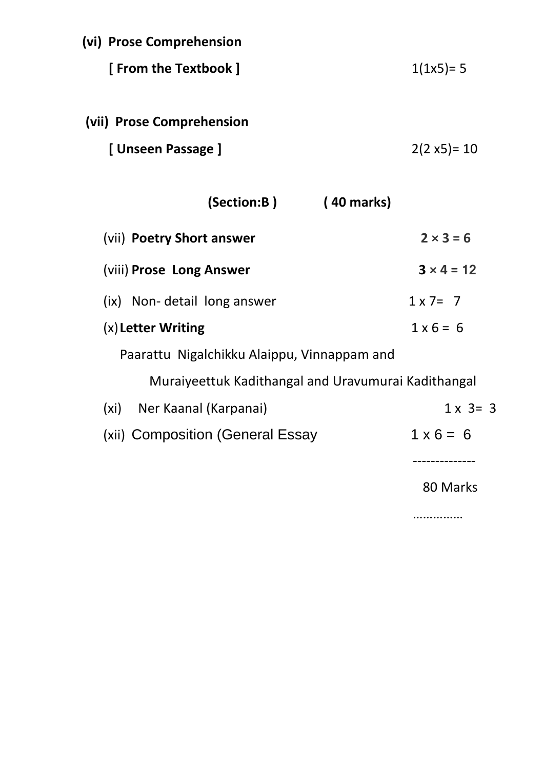**(vi) Prose Comprehension**

**[ From the Textbook ]** 1(1x5)= 5

**(vii) Prose Comprehension**

**[ Unseen Passage ]** 2(2 x5)= 10

**(Section:B ) ( 40 marks)**

| | | |
|---|---|---|
| (vii) | **Poetry Short answer** | **2 × 3 = 6** |
| (viii) | **Prose Long Answer** | **3 × 4 = 12** |
| (ix) | Non- detail long answer | 1 x 7= 7 |
| (x) | **Letter Writing** | 1 x 6 = 6 |
| | Paarattu Nigalchikku Alaippu, Vinnappam and Muraiyeettuk Kadithangal and Uravumurai Kadithangal | |
| (xi) | Ner Kaanal (Karpanai) | 1 x 3= 3 |
| (xii) | Composition (General Essay | 1 x 6 = 6 |
| | | -------------- |
| | | 80 Marks |
| | | …………… |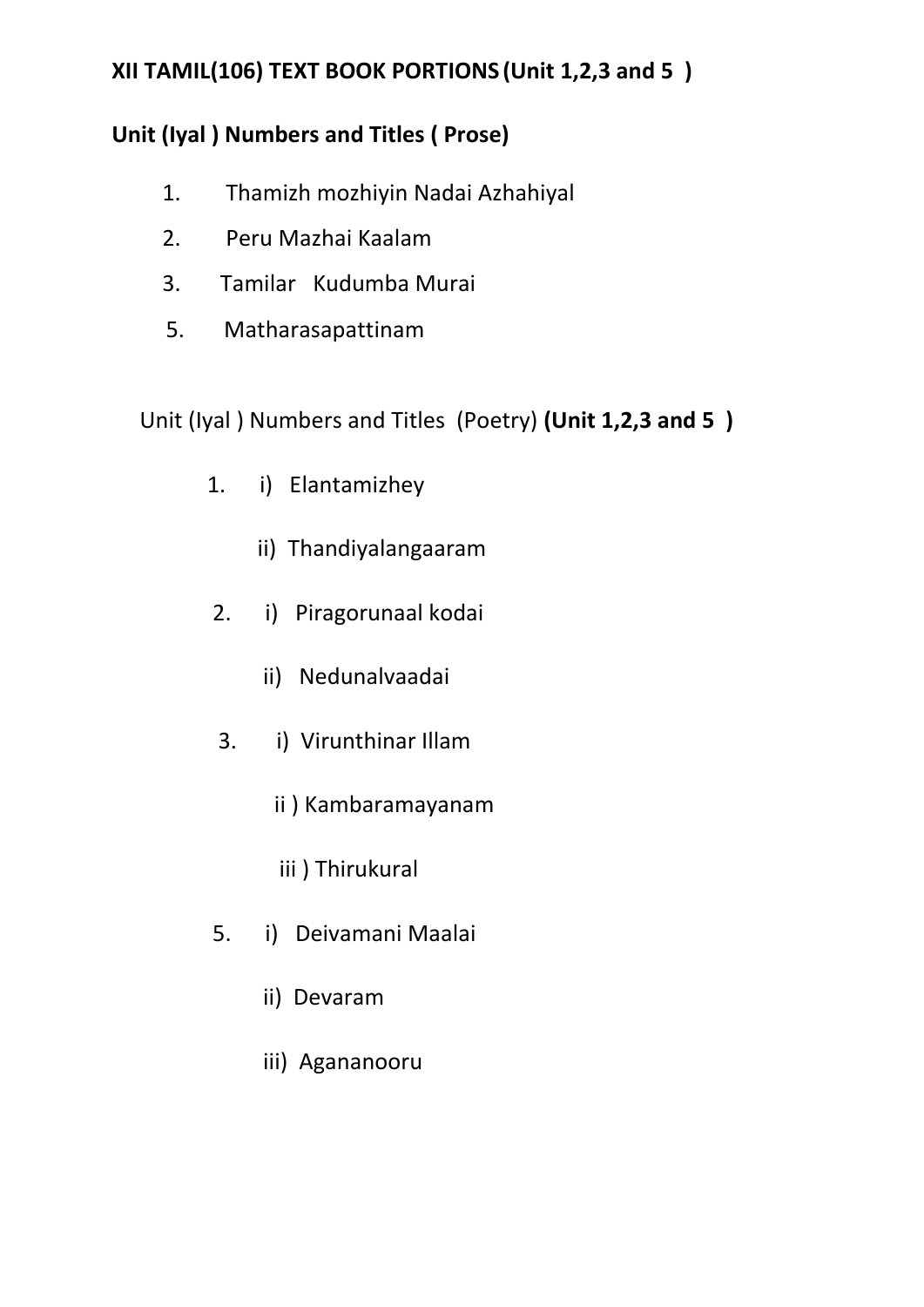**XII TAMIL(106) TEXT BOOK PORTIONS (Unit 1,2,3 and 5 )**

**Unit (Iyal ) Numbers and Titles ( Prose)**

1. Thamizh mozhiyin Nadai Azhahiyal
2. Peru Mazhai Kaalam
3. Tamilar Kudumba Murai
5. Matharasapattinam

Unit (Iyal ) Numbers and Titles (Poetry) **(Unit 1,2,3 and 5 )**

1. i) Elantamizhey

   ii) Thandiyalangaaram

2. i) Piragorunaal kodai

   ii) Nedunalvaadai

3. i) Virunthinar Illam

   ii ) Kambaramayanam

   iii ) Thirukural

5. i) Deivamani Maalai

   ii) Devaram

   iii) Agananooru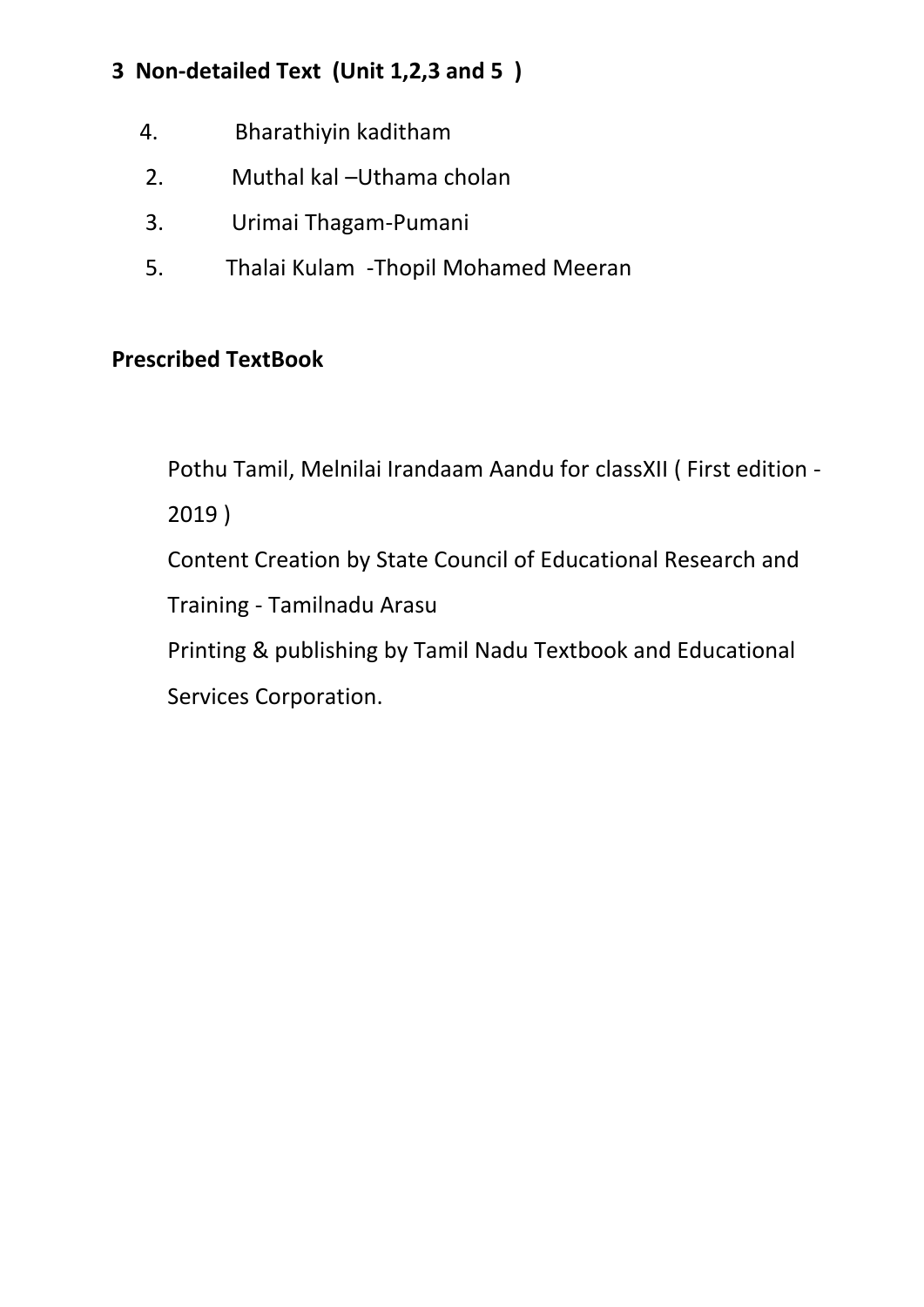**3 Non-detailed Text (Unit 1,2,3 and 5 )**

4. Bharathiyin kaditham
2. Muthal kal –Uthama cholan
3. Urimai Thagam-Pumani
5. Thalai Kulam -Thopil Mohamed Meeran

**Prescribed TextBook**

Pothu Tamil, Melnilai Irandaam Aandu for classXII ( First edition - 2019 )

Content Creation by State Council of Educational Research and Training - Tamilnadu Arasu

Printing & publishing by Tamil Nadu Textbook and Educational Services Corporation.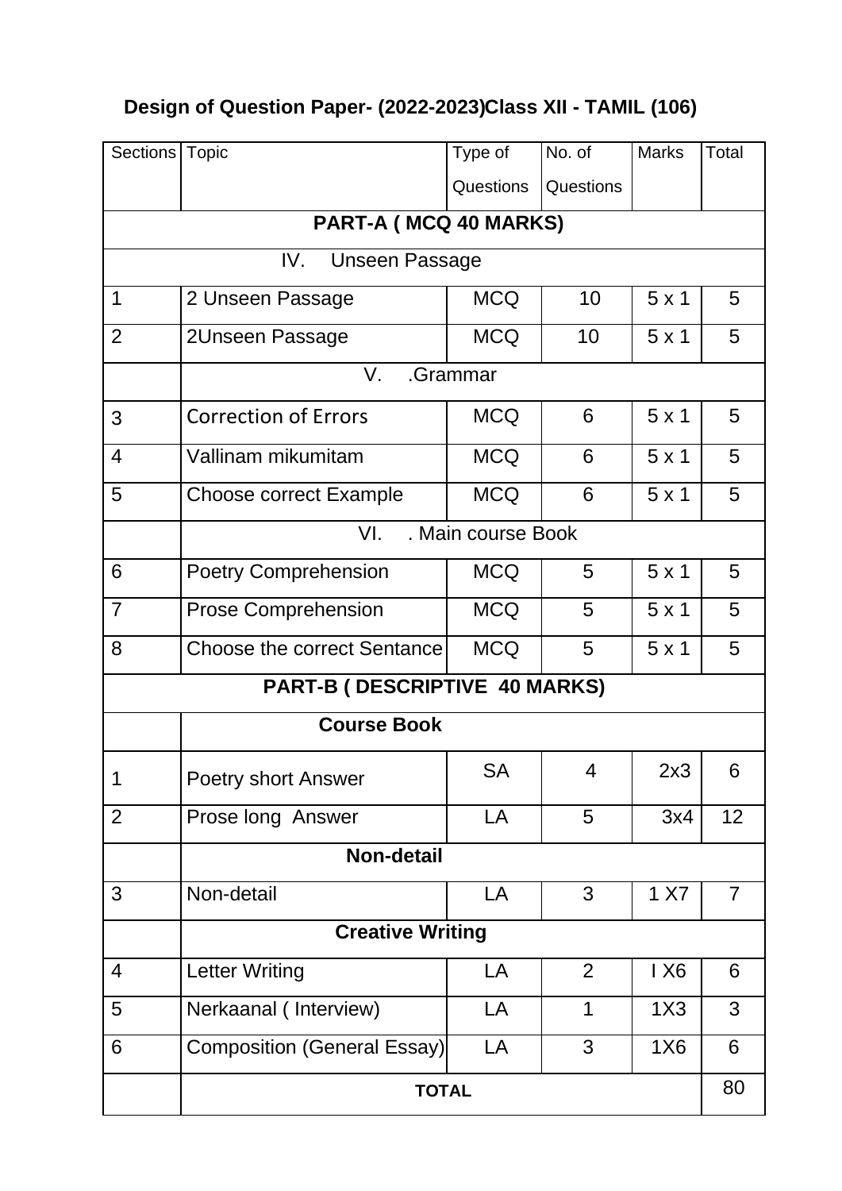# Design of Question Paper- (2022-2023)Class XII - TAMIL (106)

| Sections | Topic | Type of Questions | No. of Questions | Marks | Total |
|---|---|---|---|---|---|
| **PART-A ( MCQ 40 MARKS)** | | | | | |
| IV. Unseen Passage | | | | | |
| 1 | 2 Unseen Passage | MCQ | 10 | 5 x 1 | 5 |
| 2 | 2Unseen Passage | MCQ | 10 | 5 x 1 | 5 |
| | V. .Grammar | | | | |
| 3 | Correction of Errors | MCQ | 6 | 5 x 1 | 5 |
| 4 | Vallinam mikumitam | MCQ | 6 | 5 x 1 | 5 |
| 5 | Choose correct Example | MCQ | 6 | 5 x 1 | 5 |
| | VI. . Main course Book | | | | |
| 6 | Poetry Comprehension | MCQ | 5 | 5 x 1 | 5 |
| 7 | Prose Comprehension | MCQ | 5 | 5 x 1 | 5 |
| 8 | Choose the correct Sentance | MCQ | 5 | 5 x 1 | 5 |
| **PART-B ( DESCRIPTIVE 40 MARKS)** | | | | | |
| | **Course Book** | | | | |
| 1 | Poetry short Answer | SA | 4 | 2x3 | 6 |
| 2 | Prose long Answer | LA | 5 | 3x4 | 12 |
| | **Non-detail** | | | | |
| 3 | Non-detail | LA | 3 | 1 X7 | 7 |
| | **Creative Writing** | | | | |
| 4 | Letter Writing | LA | 2 | I X6 | 6 |
| 5 | Nerkaanal ( Interview) | LA | 1 | 1X3 | 3 |
| 6 | Composition (General Essay) | LA | 3 | 1X6 | 6 |
| | **TOTAL** | | | | 80 |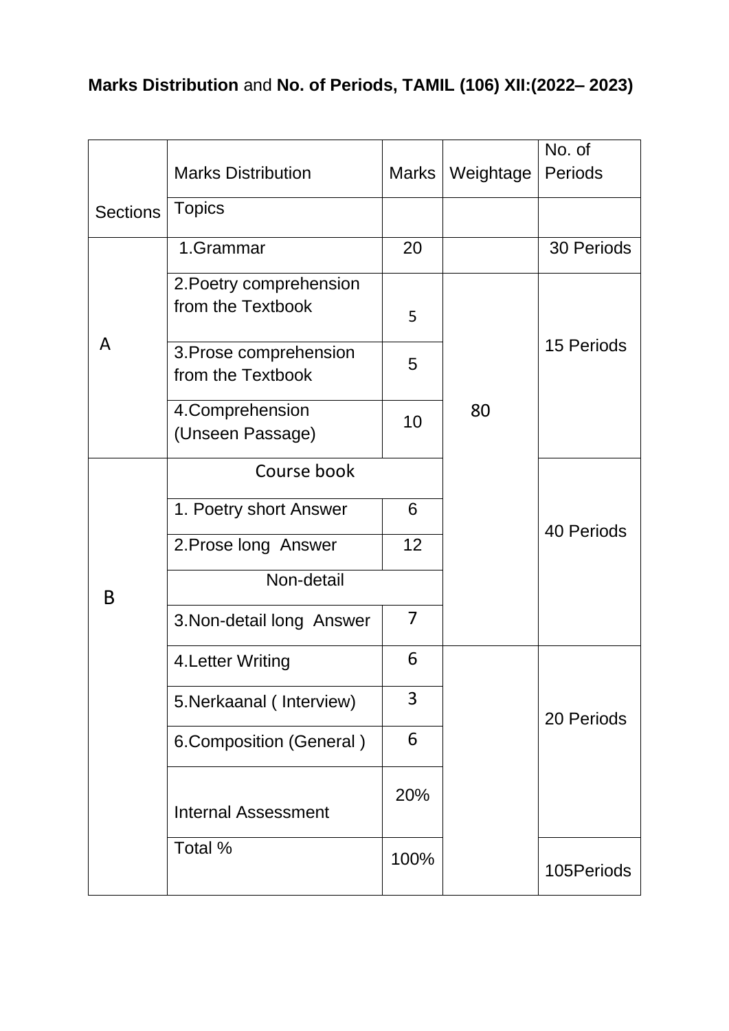**Marks Distribution** and **No. of Periods, TAMIL (106) XII:(2022– 2023)**

| Sections | Marks Distribution | Marks | Weightage | No. of Periods |
|---|---|---|---|---|
| | Topics | | | |
| A | 1.Grammar | 20 | | 30 Periods |
| | 2.Poetry comprehension from the Textbook | 5 | 80 | 15 Periods |
| | 3.Prose comprehension from the Textbook | 5 | | |
| | 4.Comprehension (Unseen Passage) | 10 | | |
| B | Course book | | | 40 Periods |
| | 1. Poetry short Answer | 6 | | |
| | 2.Prose long Answer | 12 | | |
| | Non-detail | | | |
| | 3.Non-detail long Answer | 7 | | |
| | 4.Letter Writing | 6 | | 20 Periods |
| | 5.Nerkaanal ( Interview) | 3 | | |
| | 6.Composition (General ) | 6 | | |
| | Internal Assessment | 20% | | |
| | Total % | 100% | | 105Periods |